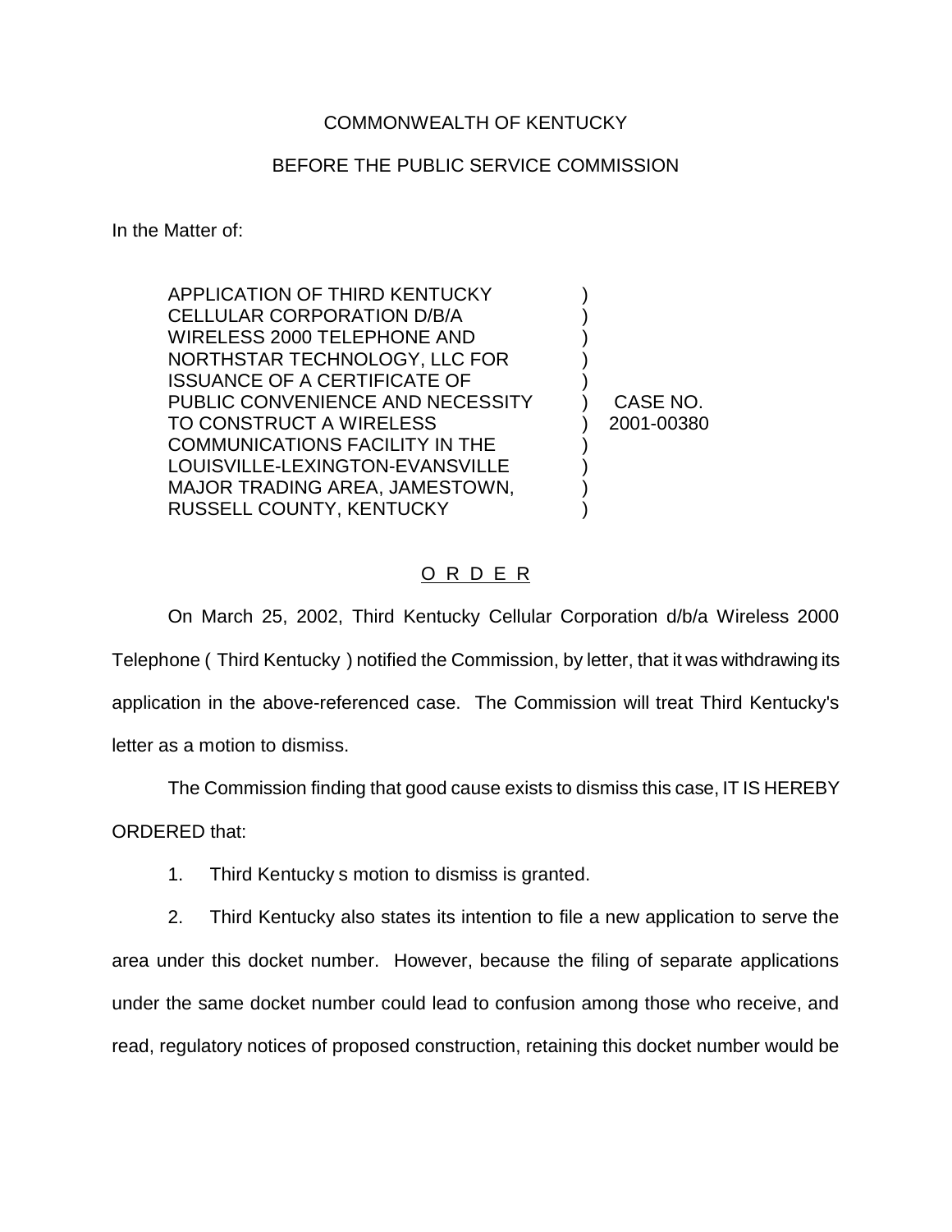COMMONWEALTH OF KENTUCKY

BEFORE THE PUBLIC SERVICE COMMISSION

In the Matter of:

| | | |
|---|---|---|
| APPLICATION OF THIRD KENTUCKY CELLULAR CORPORATION D/B/A WIRELESS 2000 TELEPHONE AND NORTHSTAR TECHNOLOGY, LLC FOR ISSUANCE OF A CERTIFICATE OF PUBLIC CONVENIENCE AND NECESSITY TO CONSTRUCT A WIRELESS COMMUNICATIONS FACILITY IN THE LOUISVILLE-LEXINGTON-EVANSVILLE MAJOR TRADING AREA, JAMESTOWN, RUSSELL COUNTY, KENTUCKY | ) | CASE NO. 2001-00380 |

O R D E R

On March 25, 2002, Third Kentucky Cellular Corporation d/b/a Wireless 2000 Telephone ( Third Kentucky ) notified the Commission, by letter, that it was withdrawing its application in the above-referenced case. The Commission will treat Third Kentucky's letter as a motion to dismiss.

The Commission finding that good cause exists to dismiss this case, IT IS HEREBY ORDERED that:

1. Third Kentucky s motion to dismiss is granted.

2. Third Kentucky also states its intention to file a new application to serve the area under this docket number. However, because the filing of separate applications under the same docket number could lead to confusion among those who receive, and read, regulatory notices of proposed construction, retaining this docket number would be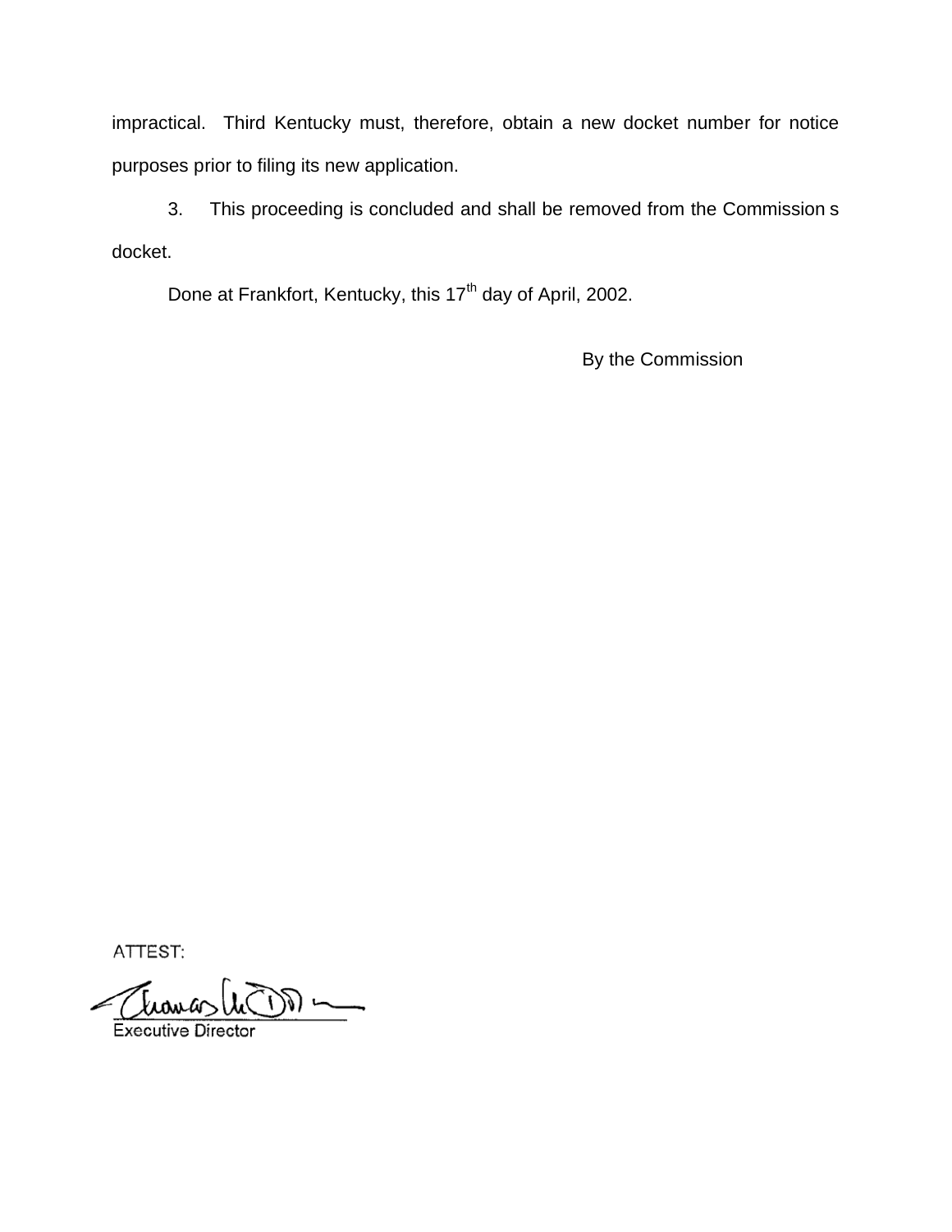impractical. Third Kentucky must, therefore, obtain a new docket number for notice purposes prior to filing its new application.

3. This proceeding is concluded and shall be removed from the Commission s docket.

Done at Frankfort, Kentucky, this 17th day of April, 2002.

By the Commission

ATTEST:

Executive Director